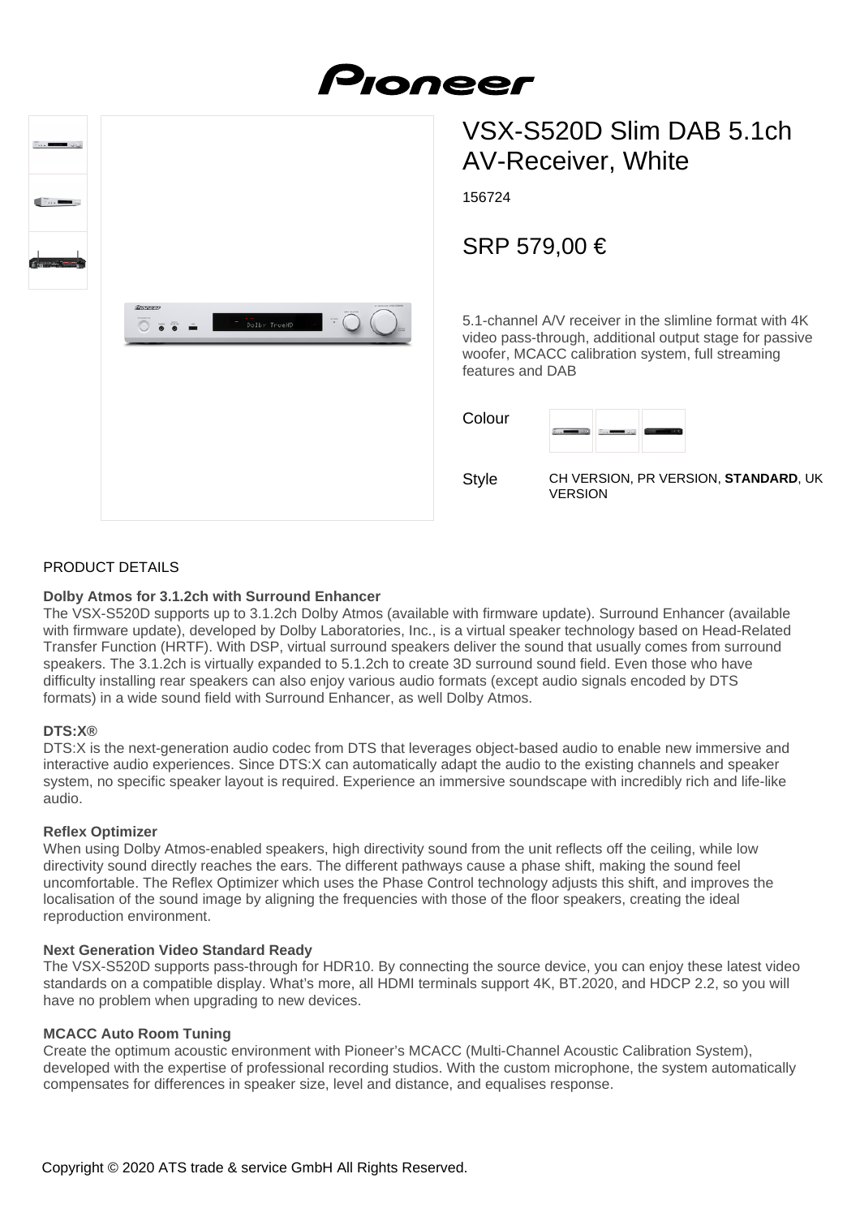# VSX-S520D Slim DAB 5.1ch AV-Receiver, White

156724

## SRP 579,00 €

5.1-channel A/V receiver in the slimline format with 4K video pass-through, additional output stage for passive woofer, MCACC calibration system, full streaming features and DAB

Colour

Style CH VERSION, PR VERSION, **STANDARD**, UK VERSION

## PRODUCT DETAILS

**Dolby Atmos for 3.1.2ch with Surround Enhancer**
The VSX-S520D supports up to 3.1.2ch Dolby Atmos (available with firmware update). Surround Enhancer (available with firmware update), developed by Dolby Laboratories, Inc., is a virtual speaker technology based on Head-Related Transfer Function (HRTF). With DSP, virtual surround speakers deliver the sound that usually comes from surround speakers. The 3.1.2ch is virtually expanded to 5.1.2ch to create 3D surround sound field. Even those who have difficulty installing rear speakers can also enjoy various audio formats (except audio signals encoded by DTS formats) in a wide sound field with Surround Enhancer, as well Dolby Atmos.

**DTS:X®**
DTS:X is the next-generation audio codec from DTS that leverages object-based audio to enable new immersive and interactive audio experiences. Since DTS:X can automatically adapt the audio to the existing channels and speaker system, no specific speaker layout is required. Experience an immersive soundscape with incredibly rich and life-like audio.

**Reflex Optimizer**
When using Dolby Atmos-enabled speakers, high directivity sound from the unit reflects off the ceiling, while low directivity sound directly reaches the ears. The different pathways cause a phase shift, making the sound feel uncomfortable. The Reflex Optimizer which uses the Phase Control technology adjusts this shift, and improves the localisation of the sound image by aligning the frequencies with those of the floor speakers, creating the ideal reproduction environment.

**Next Generation Video Standard Ready**
The VSX-S520D supports pass-through for HDR10. By connecting the source device, you can enjoy these latest video standards on a compatible display. What's more, all HDMI terminals support 4K, BT.2020, and HDCP 2.2, so you will have no problem when upgrading to new devices.

**MCACC Auto Room Tuning**
Create the optimum acoustic environment with Pioneer's MCACC (Multi-Channel Acoustic Calibration System), developed with the expertise of professional recording studios. With the custom microphone, the system automatically compensates for differences in speaker size, level and distance, and equalises response.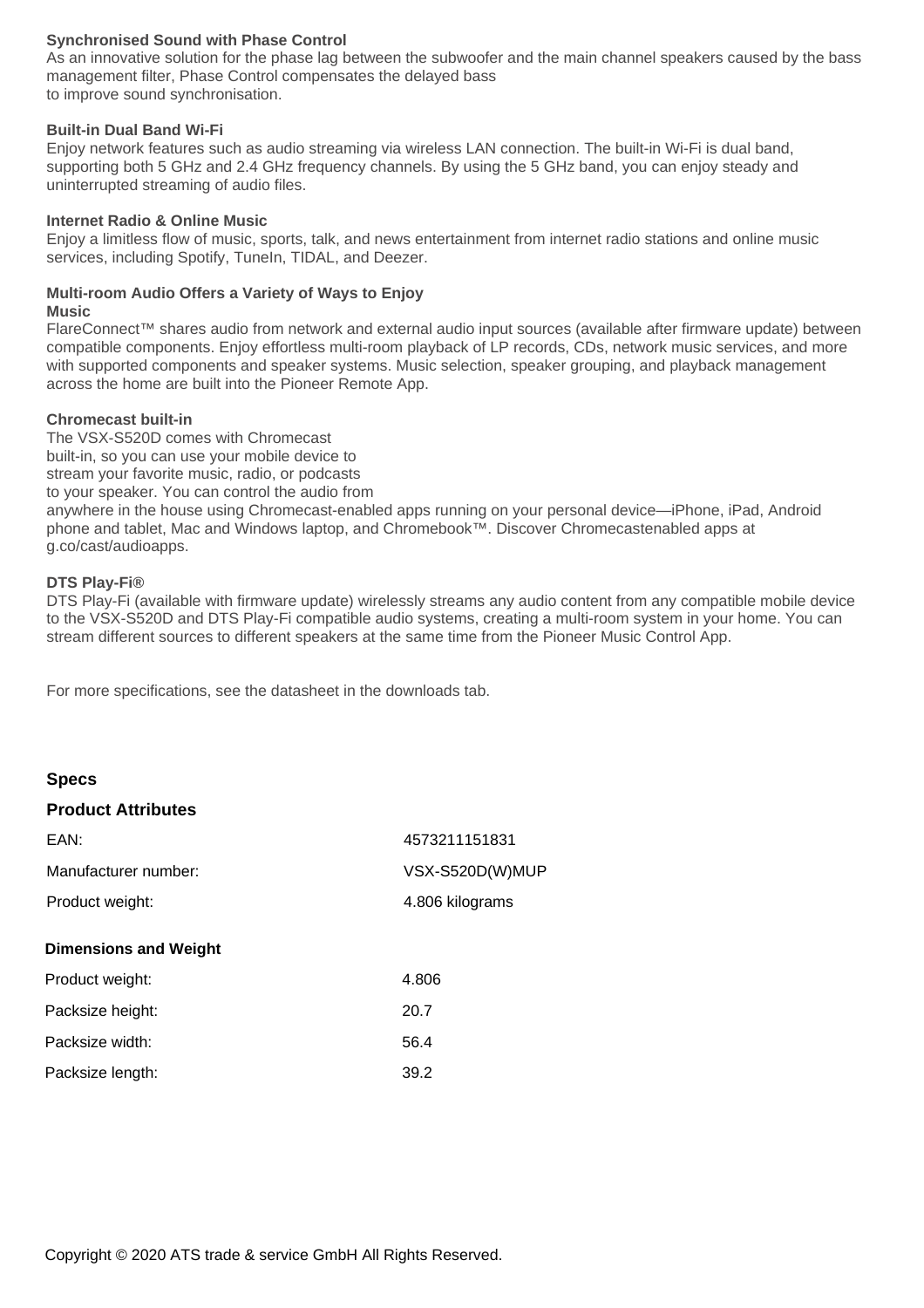**Synchronised Sound with Phase Control**
As an innovative solution for the phase lag between the subwoofer and the main channel speakers caused by the bass management filter, Phase Control compensates the delayed bass to improve sound synchronisation.

**Built-in Dual Band Wi-Fi**
Enjoy network features such as audio streaming via wireless LAN connection. The built-in Wi-Fi is dual band, supporting both 5 GHz and 2.4 GHz frequency channels. By using the 5 GHz band, you can enjoy steady and uninterrupted streaming of audio files.

**Internet Radio & Online Music**
Enjoy a limitless flow of music, sports, talk, and news entertainment from internet radio stations and online music services, including Spotify, TuneIn, TIDAL, and Deezer.

**Multi-room Audio Offers a Variety of Ways to Enjoy Music**
FlareConnect™ shares audio from network and external audio input sources (available after firmware update) between compatible components. Enjoy effortless multi-room playback of LP records, CDs, network music services, and more with supported components and speaker systems. Music selection, speaker grouping, and playback management across the home are built into the Pioneer Remote App.

**Chromecast built-in**
The VSX-S520D comes with Chromecast built-in, so you can use your mobile device to stream your favorite music, radio, or podcasts to your speaker. You can control the audio from anywhere in the house using Chromecast-enabled apps running on your personal device—iPhone, iPad, Android phone and tablet, Mac and Windows laptop, and Chromebook™. Discover Chromecastenabled apps at g.co/cast/audioapps.

**DTS Play-Fi®**
DTS Play-Fi (available with firmware update) wirelessly streams any audio content from any compatible mobile device to the VSX-S520D and DTS Play-Fi compatible audio systems, creating a multi-room system in your home. You can stream different sources to different speakers at the same time from the Pioneer Music Control App.

For more specifications, see the datasheet in the downloads tab.

## Specs

### Product Attributes

| | |
|---|---|
| EAN: | 4573211151831 |
| Manufacturer number: | VSX-S520D(W)MUP |
| Product weight: | 4.806 kilograms |

### Dimensions and Weight

| | |
|---|---|
| Product weight: | 4.806 |
| Packsize height: | 20.7 |
| Packsize width: | 56.4 |
| Packsize length: | 39.2 |

Copyright © 2020 ATS trade & service GmbH All Rights Reserved.